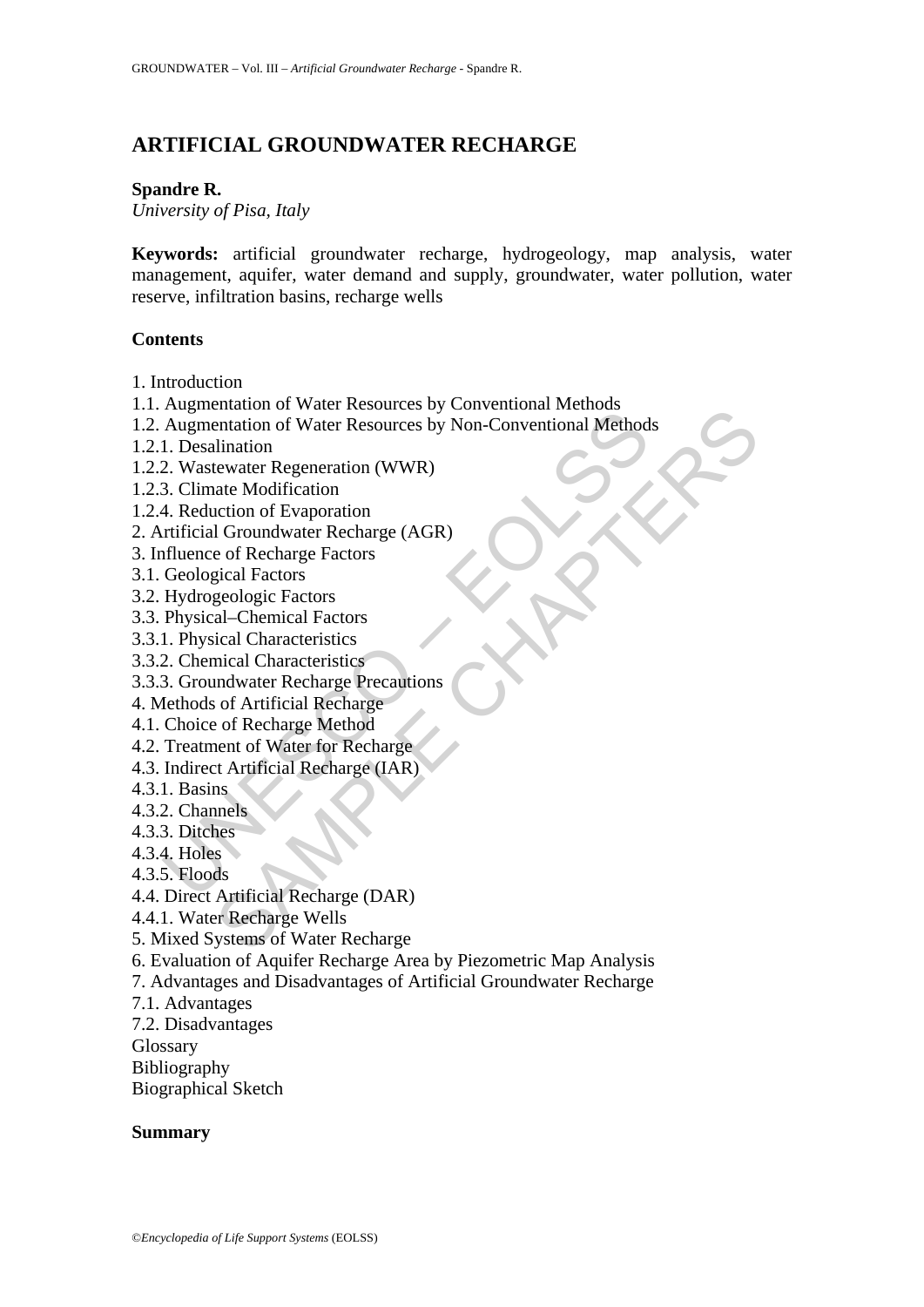# ARTIFICIAL GROUNDWATER RECHARGE

**Spandre R.**
*University of Pisa, Italy*

**Keywords:** artificial groundwater recharge, hydrogeology, map analysis, water management, aquifer, water demand and supply, groundwater, water pollution, water reserve, infiltration basins, recharge wells

## Contents

1. Introduction
1.1. Augmentation of Water Resources by Conventional Methods
1.2. Augmentation of Water Resources by Non-Conventional Methods
1.2.1. Desalination
1.2.2. Wastewater Regeneration (WWR)
1.2.3. Climate Modification
1.2.4. Reduction of Evaporation
2. Artificial Groundwater Recharge (AGR)
3. Influence of Recharge Factors
3.1. Geological Factors
3.2. Hydrogeologic Factors
3.3. Physical–Chemical Factors
3.3.1. Physical Characteristics
3.3.2. Chemical Characteristics
3.3.3. Groundwater Recharge Precautions
4. Methods of Artificial Recharge
4.1. Choice of Recharge Method
4.2. Treatment of Water for Recharge
4.3. Indirect Artificial Recharge (IAR)
4.3.1. Basins
4.3.2. Channels
4.3.3. Ditches
4.3.4. Holes
4.3.5. Floods
4.4. Direct Artificial Recharge (DAR)
4.4.1. Water Recharge Wells
5. Mixed Systems of Water Recharge
6. Evaluation of Aquifer Recharge Area by Piezometric Map Analysis
7. Advantages and Disadvantages of Artificial Groundwater Recharge
7.1. Advantages
7.2. Disadvantages
Glossary
Bibliography
Biographical Sketch

## Summary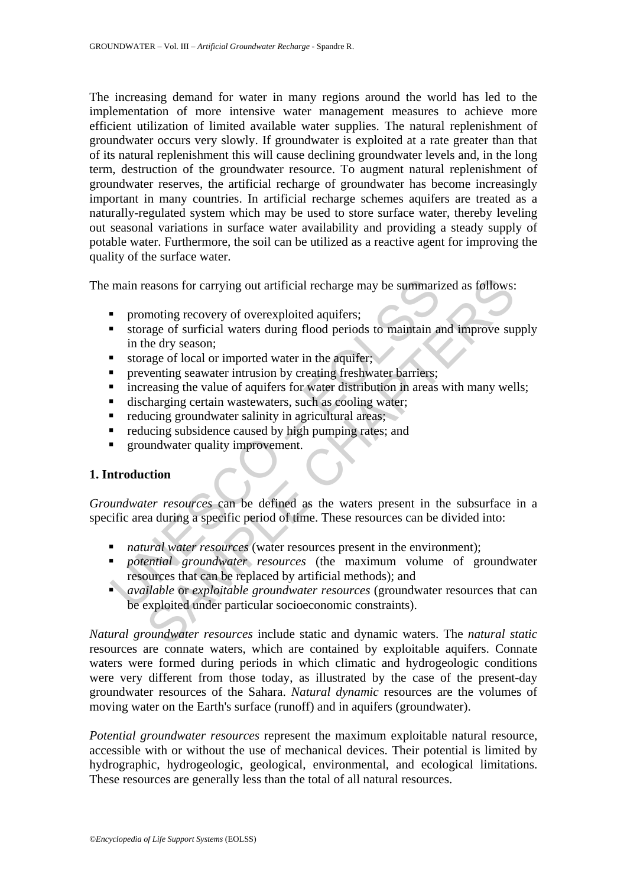The increasing demand for water in many regions around the world has led to the implementation of more intensive water management measures to achieve more efficient utilization of limited available water supplies. The natural replenishment of groundwater occurs very slowly. If groundwater is exploited at a rate greater than that of its natural replenishment this will cause declining groundwater levels and, in the long term, destruction of the groundwater resource. To augment natural replenishment of groundwater reserves, the artificial recharge of groundwater has become increasingly important in many countries. In artificial recharge schemes aquifers are treated as a naturally-regulated system which may be used to store surface water, thereby leveling out seasonal variations in surface water availability and providing a steady supply of potable water. Furthermore, the soil can be utilized as a reactive agent for improving the quality of the surface water.

The main reasons for carrying out artificial recharge may be summarized as follows:

- promoting recovery of overexploited aquifers;
- storage of surficial waters during flood periods to maintain and improve supply in the dry season;
- storage of local or imported water in the aquifer;
- preventing seawater intrusion by creating freshwater barriers;
- increasing the value of aquifers for water distribution in areas with many wells;
- discharging certain wastewaters, such as cooling water;
- reducing groundwater salinity in agricultural areas;
- reducing subsidence caused by high pumping rates; and
- groundwater quality improvement.

## 1. Introduction

*Groundwater resources* can be defined as the waters present in the subsurface in a specific area during a specific period of time. These resources can be divided into:

- *natural water resources* (water resources present in the environment);
- *potential groundwater resources* (the maximum volume of groundwater resources that can be replaced by artificial methods); and
- *available* or *exploitable groundwater resources* (groundwater resources that can be exploited under particular socioeconomic constraints).

*Natural groundwater resources* include static and dynamic waters. The *natural static* resources are connate waters, which are contained by exploitable aquifers. Connate waters were formed during periods in which climatic and hydrogeologic conditions were very different from those today, as illustrated by the case of the present-day groundwater resources of the Sahara. *Natural dynamic* resources are the volumes of moving water on the Earth's surface (runoff) and in aquifers (groundwater).

*Potential groundwater resources* represent the maximum exploitable natural resource, accessible with or without the use of mechanical devices. Their potential is limited by hydrographic, hydrogeologic, geological, environmental, and ecological limitations. These resources are generally less than the total of all natural resources.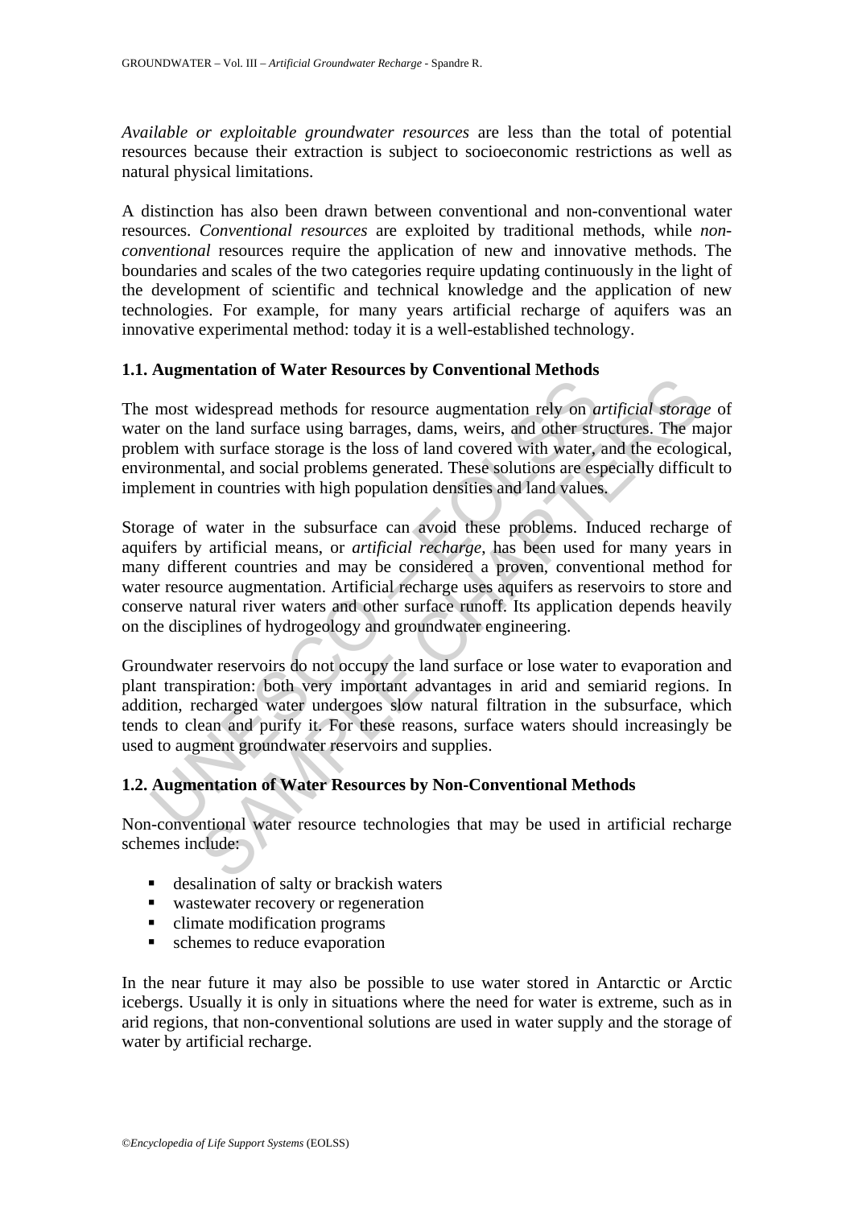*Available or exploitable groundwater resources* are less than the total of potential resources because their extraction is subject to socioeconomic restrictions as well as natural physical limitations.

A distinction has also been drawn between conventional and non-conventional water resources. *Conventional resources* are exploited by traditional methods, while *non-conventional* resources require the application of new and innovative methods. The boundaries and scales of the two categories require updating continuously in the light of the development of scientific and technical knowledge and the application of new technologies. For example, for many years artificial recharge of aquifers was an innovative experimental method: today it is a well-established technology.

### 1.1. Augmentation of Water Resources by Conventional Methods

The most widespread methods for resource augmentation rely on *artificial storage* of water on the land surface using barrages, dams, weirs, and other structures. The major problem with surface storage is the loss of land covered with water, and the ecological, environmental, and social problems generated. These solutions are especially difficult to implement in countries with high population densities and land values.

Storage of water in the subsurface can avoid these problems. Induced recharge of aquifers by artificial means, or *artificial recharge*, has been used for many years in many different countries and may be considered a proven, conventional method for water resource augmentation. Artificial recharge uses aquifers as reservoirs to store and conserve natural river waters and other surface runoff. Its application depends heavily on the disciplines of hydrogeology and groundwater engineering.

Groundwater reservoirs do not occupy the land surface or lose water to evaporation and plant transpiration: both very important advantages in arid and semiarid regions. In addition, recharged water undergoes slow natural filtration in the subsurface, which tends to clean and purify it. For these reasons, surface waters should increasingly be used to augment groundwater reservoirs and supplies.

### 1.2. Augmentation of Water Resources by Non-Conventional Methods

Non-conventional water resource technologies that may be used in artificial recharge schemes include:

- desalination of salty or brackish waters
- wastewater recovery or regeneration
- climate modification programs
- schemes to reduce evaporation

In the near future it may also be possible to use water stored in Antarctic or Arctic icebergs. Usually it is only in situations where the need for water is extreme, such as in arid regions, that non-conventional solutions are used in water supply and the storage of water by artificial recharge.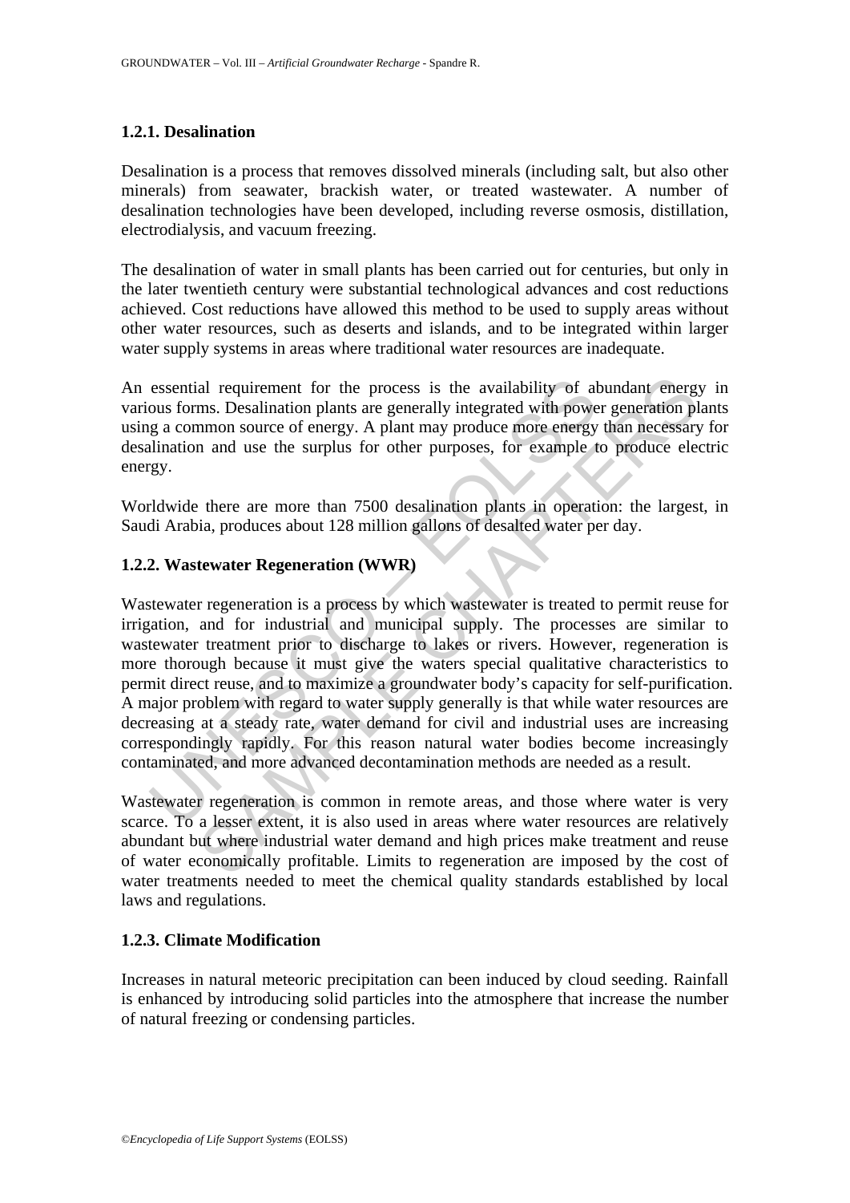### 1.2.1. Desalination

Desalination is a process that removes dissolved minerals (including salt, but also other minerals) from seawater, brackish water, or treated wastewater. A number of desalination technologies have been developed, including reverse osmosis, distillation, electrodialysis, and vacuum freezing.

The desalination of water in small plants has been carried out for centuries, but only in the later twentieth century were substantial technological advances and cost reductions achieved. Cost reductions have allowed this method to be used to supply areas without other water resources, such as deserts and islands, and to be integrated within larger water supply systems in areas where traditional water resources are inadequate.

An essential requirement for the process is the availability of abundant energy in various forms. Desalination plants are generally integrated with power generation plants using a common source of energy. A plant may produce more energy than necessary for desalination and use the surplus for other purposes, for example to produce electric energy.

Worldwide there are more than 7500 desalination plants in operation: the largest, in Saudi Arabia, produces about 128 million gallons of desalted water per day.

### 1.2.2. Wastewater Regeneration (WWR)

Wastewater regeneration is a process by which wastewater is treated to permit reuse for irrigation, and for industrial and municipal supply. The processes are similar to wastewater treatment prior to discharge to lakes or rivers. However, regeneration is more thorough because it must give the waters special qualitative characteristics to permit direct reuse, and to maximize a groundwater body's capacity for self-purification. A major problem with regard to water supply generally is that while water resources are decreasing at a steady rate, water demand for civil and industrial uses are increasing correspondingly rapidly. For this reason natural water bodies become increasingly contaminated, and more advanced decontamination methods are needed as a result.

Wastewater regeneration is common in remote areas, and those where water is very scarce. To a lesser extent, it is also used in areas where water resources are relatively abundant but where industrial water demand and high prices make treatment and reuse of water economically profitable. Limits to regeneration are imposed by the cost of water treatments needed to meet the chemical quality standards established by local laws and regulations.

### 1.2.3. Climate Modification

Increases in natural meteoric precipitation can been induced by cloud seeding. Rainfall is enhanced by introducing solid particles into the atmosphere that increase the number of natural freezing or condensing particles.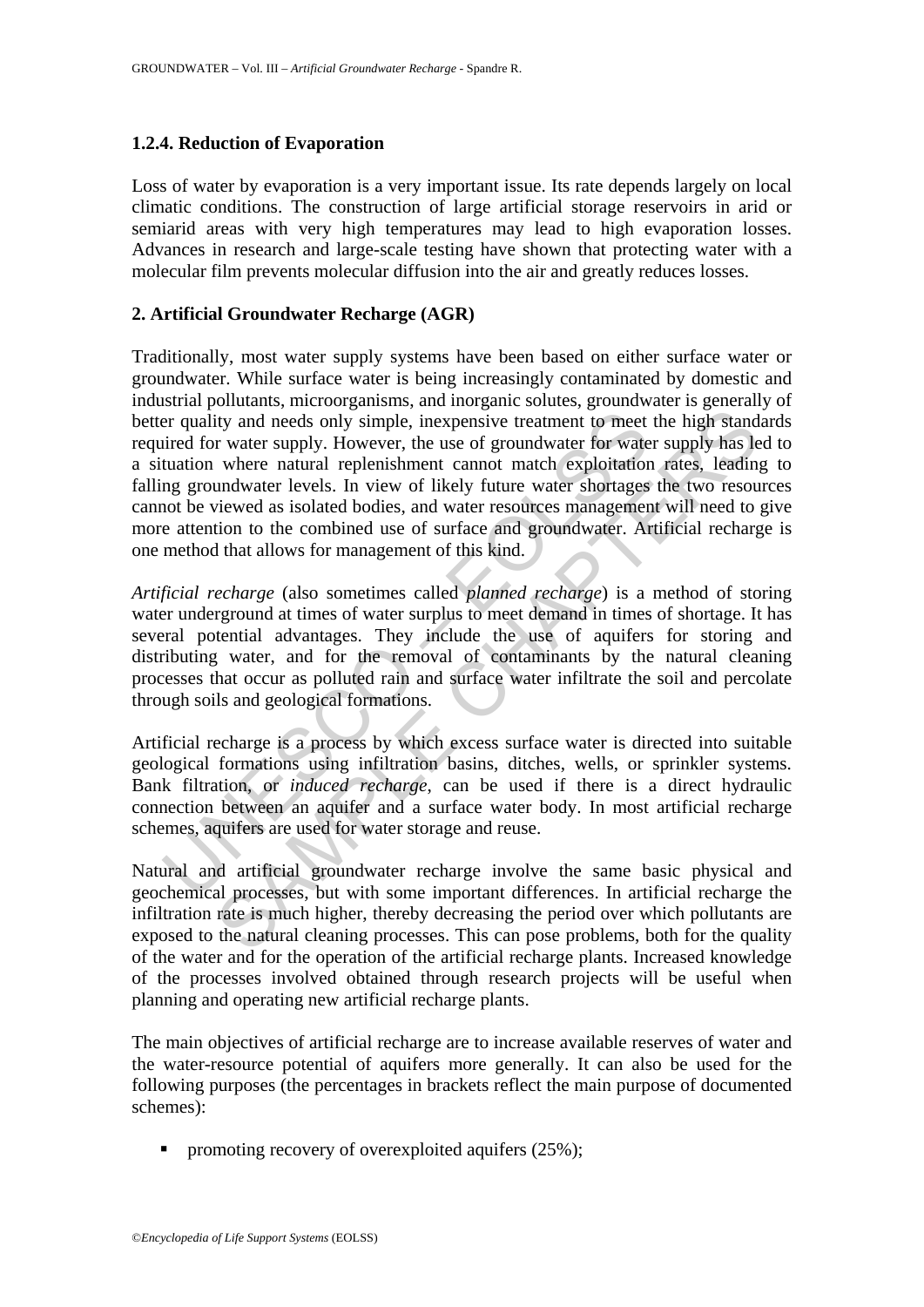### 1.2.4. Reduction of Evaporation

Loss of water by evaporation is a very important issue. Its rate depends largely on local climatic conditions. The construction of large artificial storage reservoirs in arid or semiarid areas with very high temperatures may lead to high evaporation losses. Advances in research and large-scale testing have shown that protecting water with a molecular film prevents molecular diffusion into the air and greatly reduces losses.

## 2. Artificial Groundwater Recharge (AGR)

Traditionally, most water supply systems have been based on either surface water or groundwater. While surface water is being increasingly contaminated by domestic and industrial pollutants, microorganisms, and inorganic solutes, groundwater is generally of better quality and needs only simple, inexpensive treatment to meet the high standards required for water supply. However, the use of groundwater for water supply has led to a situation where natural replenishment cannot match exploitation rates, leading to falling groundwater levels. In view of likely future water shortages the two resources cannot be viewed as isolated bodies, and water resources management will need to give more attention to the combined use of surface and groundwater. Artificial recharge is one method that allows for management of this kind.

*Artificial recharge* (also sometimes called *planned recharge*) is a method of storing water underground at times of water surplus to meet demand in times of shortage. It has several potential advantages. They include the use of aquifers for storing and distributing water, and for the removal of contaminants by the natural cleaning processes that occur as polluted rain and surface water infiltrate the soil and percolate through soils and geological formations.

Artificial recharge is a process by which excess surface water is directed into suitable geological formations using infiltration basins, ditches, wells, or sprinkler systems. Bank filtration, or *induced recharge*, can be used if there is a direct hydraulic connection between an aquifer and a surface water body. In most artificial recharge schemes, aquifers are used for water storage and reuse.

Natural and artificial groundwater recharge involve the same basic physical and geochemical processes, but with some important differences. In artificial recharge the infiltration rate is much higher, thereby decreasing the period over which pollutants are exposed to the natural cleaning processes. This can pose problems, both for the quality of the water and for the operation of the artificial recharge plants. Increased knowledge of the processes involved obtained through research projects will be useful when planning and operating new artificial recharge plants.

The main objectives of artificial recharge are to increase available reserves of water and the water-resource potential of aquifers more generally. It can also be used for the following purposes (the percentages in brackets reflect the main purpose of documented schemes):

- promoting recovery of overexploited aquifers (25%);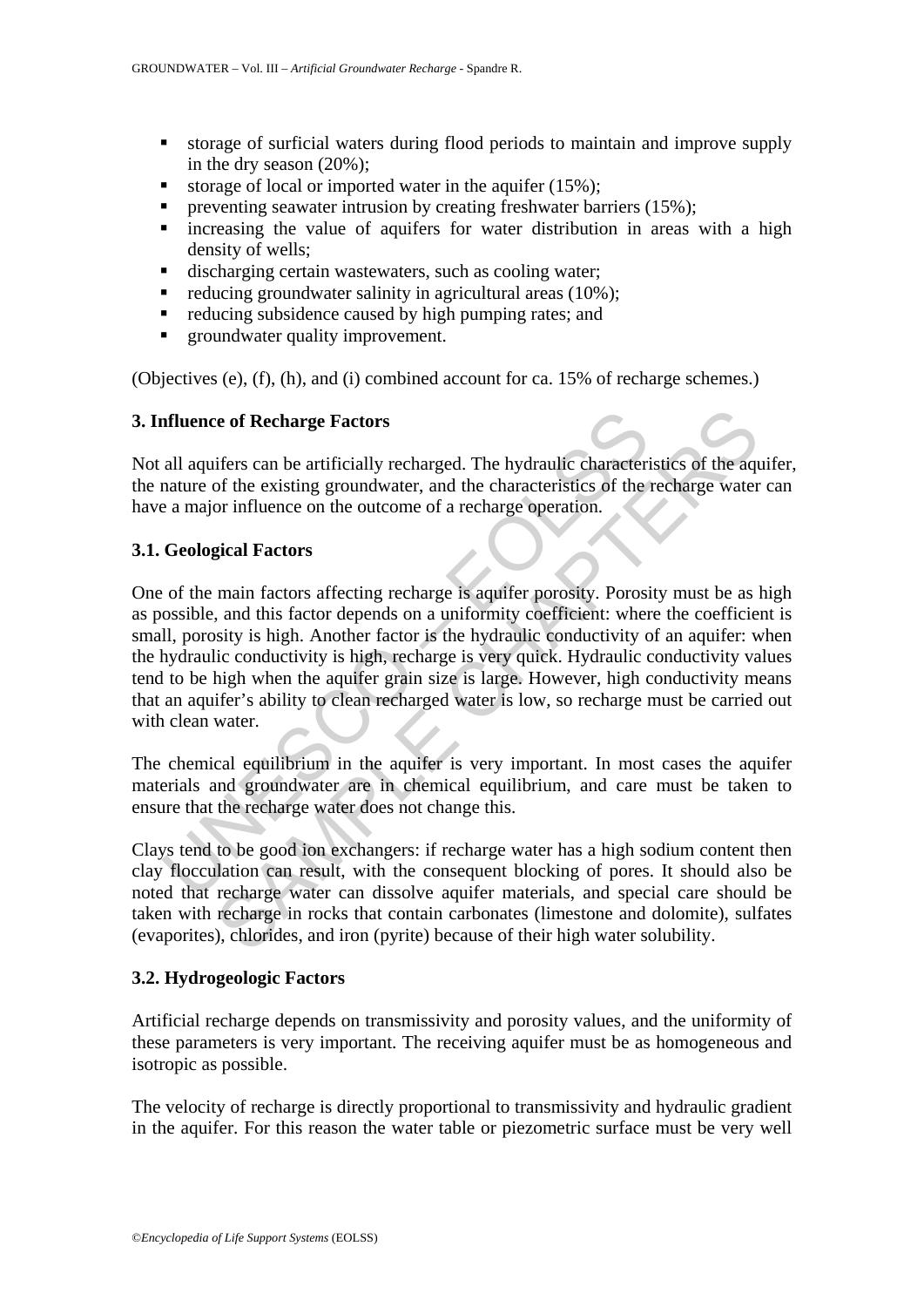- storage of surficial waters during flood periods to maintain and improve supply in the dry season (20%);
- storage of local or imported water in the aquifer (15%);
- preventing seawater intrusion by creating freshwater barriers (15%);
- increasing the value of aquifers for water distribution in areas with a high density of wells;
- discharging certain wastewaters, such as cooling water;
- reducing groundwater salinity in agricultural areas (10%);
- reducing subsidence caused by high pumping rates; and
- groundwater quality improvement.

(Objectives (e), (f), (h), and (i) combined account for ca. 15% of recharge schemes.)

## 3. Influence of Recharge Factors

Not all aquifers can be artificially recharged. The hydraulic characteristics of the aquifer, the nature of the existing groundwater, and the characteristics of the recharge water can have a major influence on the outcome of a recharge operation.

### 3.1. Geological Factors

One of the main factors affecting recharge is aquifer porosity. Porosity must be as high as possible, and this factor depends on a uniformity coefficient: where the coefficient is small, porosity is high. Another factor is the hydraulic conductivity of an aquifer: when the hydraulic conductivity is high, recharge is very quick. Hydraulic conductivity values tend to be high when the aquifer grain size is large. However, high conductivity means that an aquifer's ability to clean recharged water is low, so recharge must be carried out with clean water.

The chemical equilibrium in the aquifer is very important. In most cases the aquifer materials and groundwater are in chemical equilibrium, and care must be taken to ensure that the recharge water does not change this.

Clays tend to be good ion exchangers: if recharge water has a high sodium content then clay flocculation can result, with the consequent blocking of pores. It should also be noted that recharge water can dissolve aquifer materials, and special care should be taken with recharge in rocks that contain carbonates (limestone and dolomite), sulfates (evaporites), chlorides, and iron (pyrite) because of their high water solubility.

### 3.2. Hydrogeologic Factors

Artificial recharge depends on transmissivity and porosity values, and the uniformity of these parameters is very important. The receiving aquifer must be as homogeneous and isotropic as possible.

The velocity of recharge is directly proportional to transmissivity and hydraulic gradient in the aquifer. For this reason the water table or piezometric surface must be very well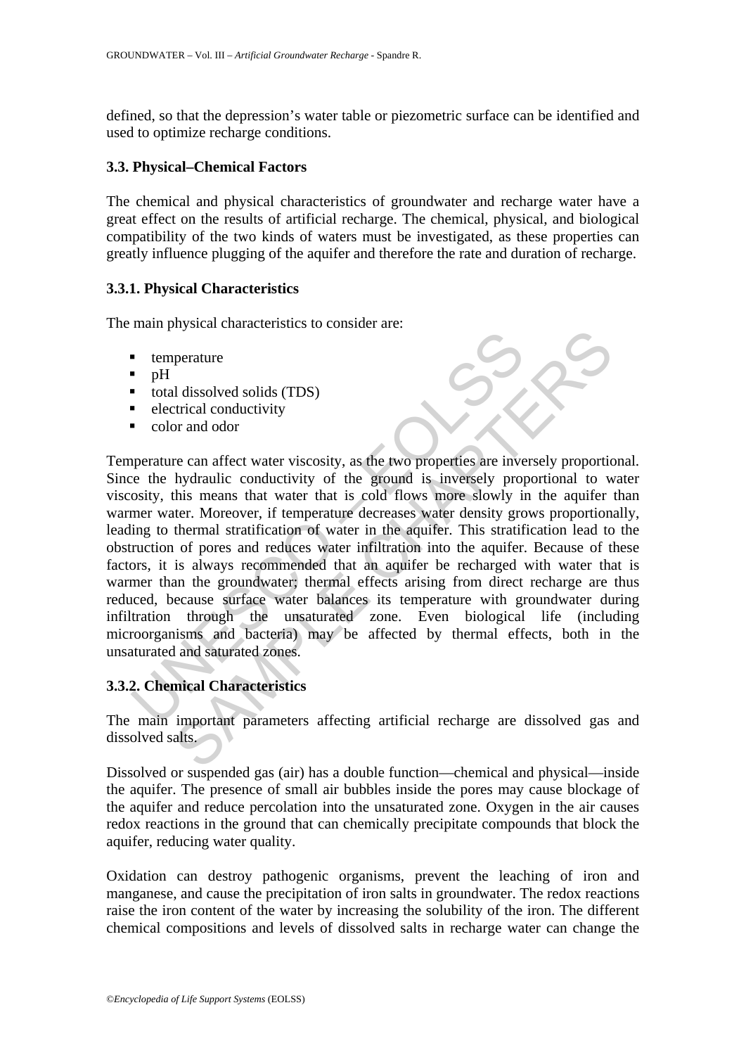defined, so that the depression's water table or piezometric surface can be identified and used to optimize recharge conditions.

### 3.3. Physical–Chemical Factors

The chemical and physical characteristics of groundwater and recharge water have a great effect on the results of artificial recharge. The chemical, physical, and biological compatibility of the two kinds of waters must be investigated, as these properties can greatly influence plugging of the aquifer and therefore the rate and duration of recharge.

#### 3.3.1. Physical Characteristics

The main physical characteristics to consider are:

- temperature
- pH
- total dissolved solids (TDS)
- electrical conductivity
- color and odor

Temperature can affect water viscosity, as the two properties are inversely proportional. Since the hydraulic conductivity of the ground is inversely proportional to water viscosity, this means that water that is cold flows more slowly in the aquifer than warmer water. Moreover, if temperature decreases water density grows proportionally, leading to thermal stratification of water in the aquifer. This stratification lead to the obstruction of pores and reduces water infiltration into the aquifer. Because of these factors, it is always recommended that an aquifer be recharged with water that is warmer than the groundwater; thermal effects arising from direct recharge are thus reduced, because surface water balances its temperature with groundwater during infiltration through the unsaturated zone. Even biological life (including microorganisms and bacteria) may be affected by thermal effects, both in the unsaturated and saturated zones.

#### 3.3.2. Chemical Characteristics

The main important parameters affecting artificial recharge are dissolved gas and dissolved salts.

Dissolved or suspended gas (air) has a double function—chemical and physical—inside the aquifer. The presence of small air bubbles inside the pores may cause blockage of the aquifer and reduce percolation into the unsaturated zone. Oxygen in the air causes redox reactions in the ground that can chemically precipitate compounds that block the aquifer, reducing water quality.

Oxidation can destroy pathogenic organisms, prevent the leaching of iron and manganese, and cause the precipitation of iron salts in groundwater. The redox reactions raise the iron content of the water by increasing the solubility of the iron. The different chemical compositions and levels of dissolved salts in recharge water can change the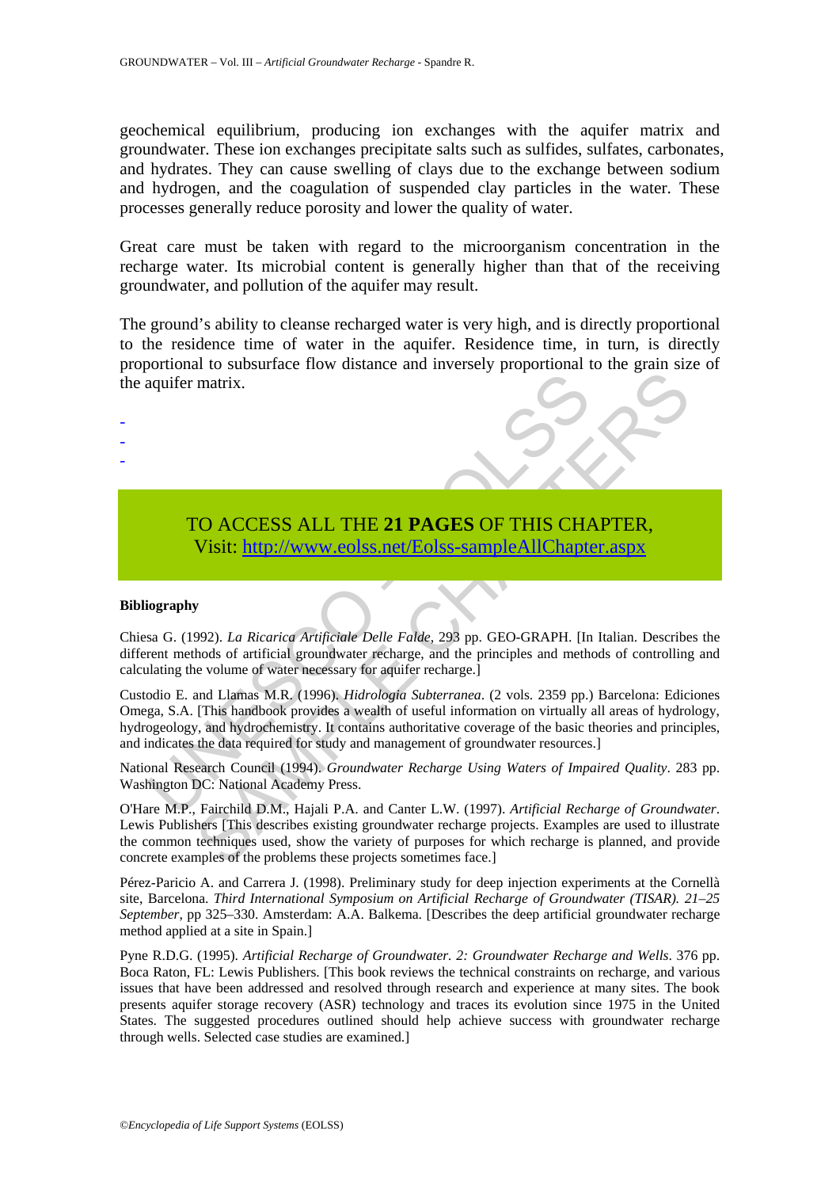geochemical equilibrium, producing ion exchanges with the aquifer matrix and groundwater. These ion exchanges precipitate salts such as sulfides, sulfates, carbonates, and hydrates. They can cause swelling of clays due to the exchange between sodium and hydrogen, and the coagulation of suspended clay particles in the water. These processes generally reduce porosity and lower the quality of water.

Great care must be taken with regard to the microorganism concentration in the recharge water. Its microbial content is generally higher than that of the receiving groundwater, and pollution of the aquifer may result.

The ground's ability to cleanse recharged water is very high, and is directly proportional to the residence time of water in the aquifer. Residence time, in turn, is directly proportional to subsurface flow distance and inversely proportional to the grain size of the aquifer matrix.

-
-
-

TO ACCESS ALL THE **21 PAGES** OF THIS CHAPTER,
Visit: [http://www.eolss.net/Eolss-sampleAllChapter.aspx](http://www.eolss.net/Eolss-sampleAllChapter.aspx)

**Bibliography**

Chiesa G. (1992). *La Ricarica Artificiale Delle Falde*, 293 pp. GEO-GRAPH. [In Italian. Describes the different methods of artificial groundwater recharge, and the principles and methods of controlling and calculating the volume of water necessary for aquifer recharge.]

Custodio E. and Llamas M.R. (1996). *Hidrologia Subterranea*. (2 vols. 2359 pp.) Barcelona: Ediciones Omega, S.A. [This handbook provides a wealth of useful information on virtually all areas of hydrology, hydrogeology, and hydrochemistry. It contains authoritative coverage of the basic theories and principles, and indicates the data required for study and management of groundwater resources.]

National Research Council (1994). *Groundwater Recharge Using Waters of Impaired Quality*. 283 pp. Washington DC: National Academy Press.

O'Hare M.P., Fairchild D.M., Hajali P.A. and Canter L.W. (1997). *Artificial Recharge of Groundwater*. Lewis Publishers [This describes existing groundwater recharge projects. Examples are used to illustrate the common techniques used, show the variety of purposes for which recharge is planned, and provide concrete examples of the problems these projects sometimes face.]

Pérez-Paricio A. and Carrera J. (1998). Preliminary study for deep injection experiments at the Cornellà site, Barcelona. *Third International Symposium on Artificial Recharge of Groundwater (TISAR). 21–25 September*, pp 325–330. Amsterdam: A.A. Balkema. [Describes the deep artificial groundwater recharge method applied at a site in Spain.]

Pyne R.D.G. (1995). *Artificial Recharge of Groundwater. 2: Groundwater Recharge and Wells*. 376 pp. Boca Raton, FL: Lewis Publishers. [This book reviews the technical constraints on recharge, and various issues that have been addressed and resolved through research and experience at many sites. The book presents aquifer storage recovery (ASR) technology and traces its evolution since 1975 in the United States. The suggested procedures outlined should help achieve success with groundwater recharge through wells. Selected case studies are examined.]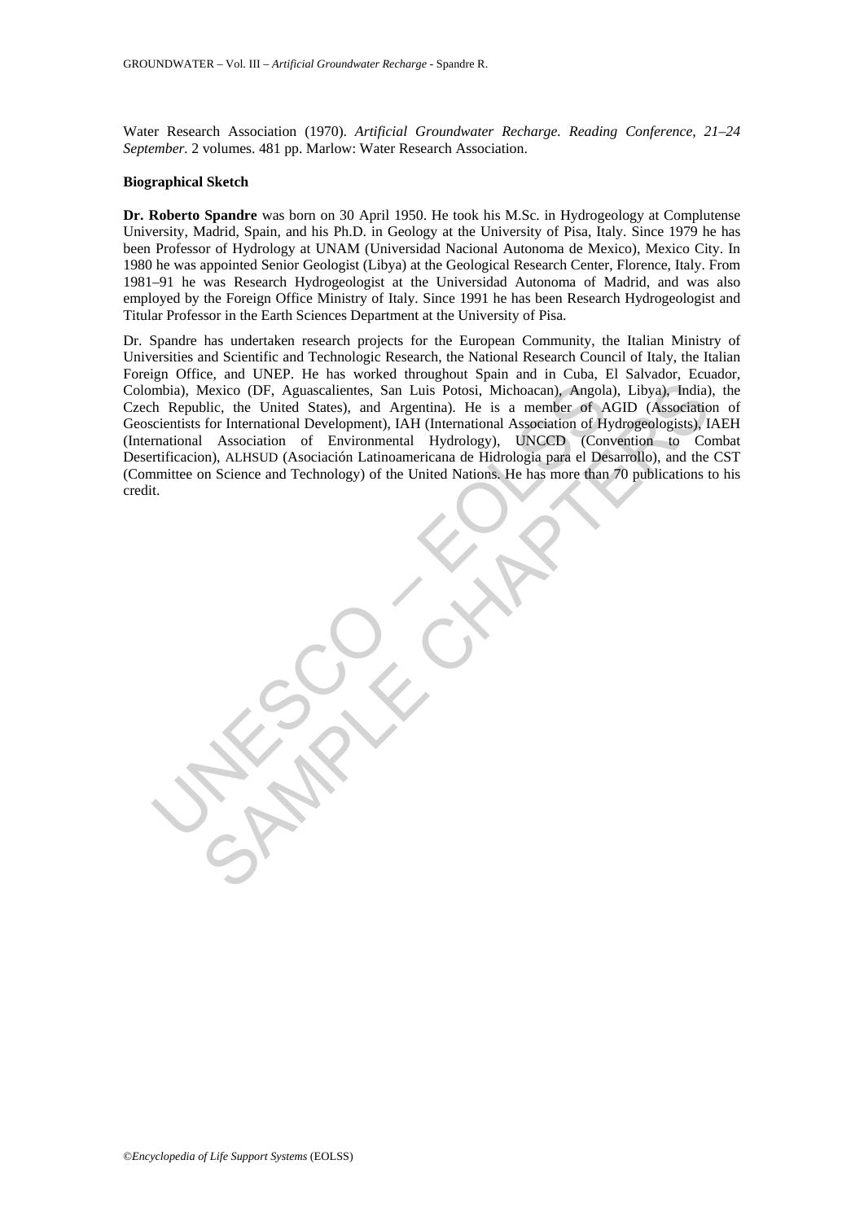Water Research Association (1970). *Artificial Groundwater Recharge. Reading Conference, 21–24 September*. 2 volumes. 481 pp. Marlow: Water Research Association.

**Biographical Sketch**

**Dr. Roberto Spandre** was born on 30 April 1950. He took his M.Sc. in Hydrogeology at Complutense University, Madrid, Spain, and his Ph.D. in Geology at the University of Pisa, Italy. Since 1979 he has been Professor of Hydrology at UNAM (Universidad Nacional Autonoma de Mexico), Mexico City. In 1980 he was appointed Senior Geologist (Libya) at the Geological Research Center, Florence, Italy. From 1981–91 he was Research Hydrogeologist at the Universidad Autonoma of Madrid, and was also employed by the Foreign Office Ministry of Italy. Since 1991 he has been Research Hydrogeologist and Titular Professor in the Earth Sciences Department at the University of Pisa.

Dr. Spandre has undertaken research projects for the European Community, the Italian Ministry of Universities and Scientific and Technologic Research, the National Research Council of Italy, the Italian Foreign Office, and UNEP. He has worked throughout Spain and in Cuba, El Salvador, Ecuador, Colombia), Mexico (DF, Aguascalientes, San Luis Potosi, Michoacan), Angola), Libya), India), the Czech Republic, the United States), and Argentina). He is a member of AGID (Association of Geoscientists for International Development), IAH (International Association of Hydrogeologists), IAEH (International Association of Environmental Hydrology), UNCCD (Convention to Combat Desertificacion), ALHSUD (Asociación Latinoamericana de Hidrologia para el Desarrollo), and the CST (Committee on Science and Technology) of the United Nations. He has more than 70 publications to his credit.